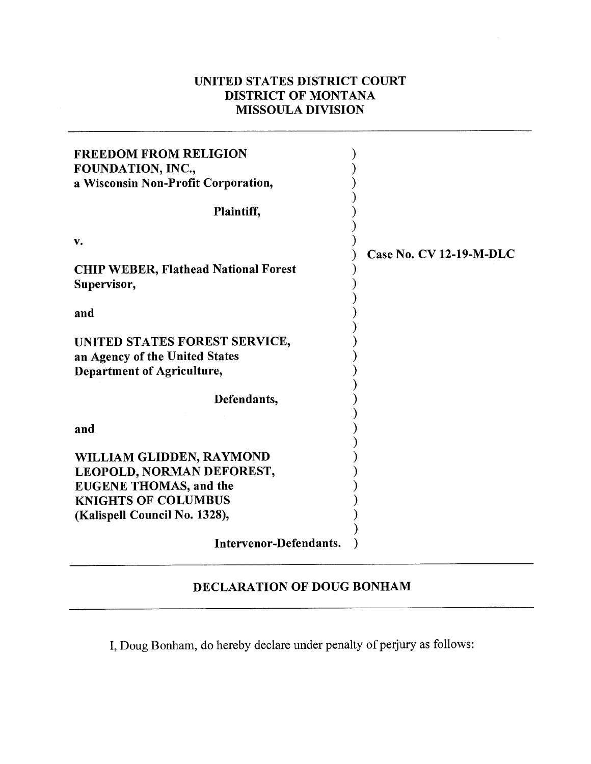**UNITED STATES DISTRICT COURT**
**DISTRICT OF MONTANA**
**MISSOULA DIVISION**

---

| | |
|---|---|
| **FREEDOM FROM RELIGION FOUNDATION, INC.,** **a Wisconsin Non-Profit Corporation,** | ) |
| **Plaintiff,** | ) |
| **v.** | ) |
| **CHIP WEBER, Flathead National Forest Supervisor,** | ) **Case No. CV 12-19-M-DLC** |
| **and** | ) |
| **UNITED STATES FOREST SERVICE,** **an Agency of the United States Department of Agriculture,** | ) |
| **Defendants,** | ) |
| **and** | ) |
| **WILLIAM GLIDDEN, RAYMOND LEOPOLD, NORMAN DEFOREST, EUGENE THOMAS, and the KNIGHTS OF COLUMBUS (Kalispell Council No. 1328),** | ) |
| **Intervenor-Defendants.** | ) |

---

## DECLARATION OF DOUG BONHAM

---

I, Doug Bonham, do hereby declare under penalty of perjury as follows: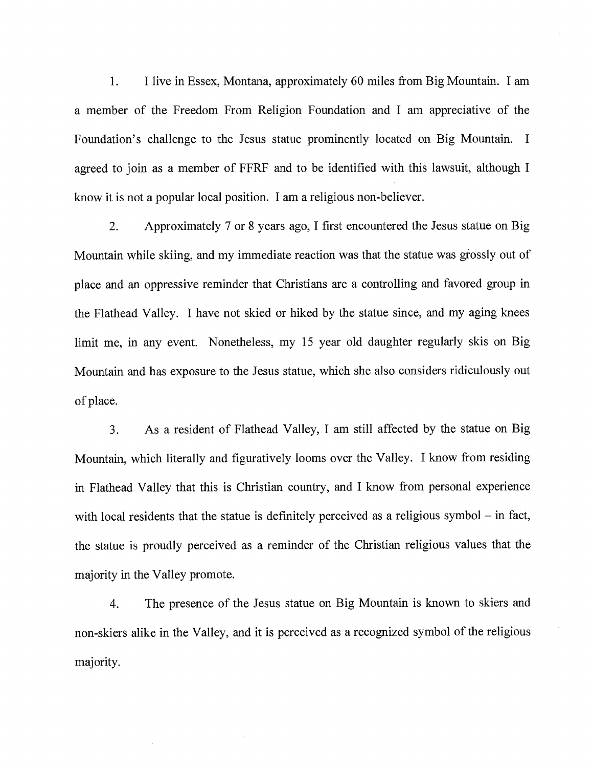1. I live in Essex, Montana, approximately 60 miles from Big Mountain. I am a member of the Freedom From Religion Foundation and I am appreciative of the Foundation's challenge to the Jesus statue prominently located on Big Mountain. I agreed to join as a member of FFRF and to be identified with this lawsuit, although I know it is not a popular local position. I am a religious non-believer.

2. Approximately 7 or 8 years ago, I first encountered the Jesus statue on Big Mountain while skiing, and my immediate reaction was that the statue was grossly out of place and an oppressive reminder that Christians are a controlling and favored group in the Flathead Valley. I have not skied or hiked by the statue since, and my aging knees limit me, in any event. Nonetheless, my 15 year old daughter regularly skis on Big Mountain and has exposure to the Jesus statue, which she also considers ridiculously out of place.

3. As a resident of Flathead Valley, I am still affected by the statue on Big Mountain, which literally and figuratively looms over the Valley. I know from residing in Flathead Valley that this is Christian country, and I know from personal experience with local residents that the statue is definitely perceived as a religious symbol – in fact, the statue is proudly perceived as a reminder of the Christian religious values that the majority in the Valley promote.

4. The presence of the Jesus statue on Big Mountain is known to skiers and non-skiers alike in the Valley, and it is perceived as a recognized symbol of the religious majority.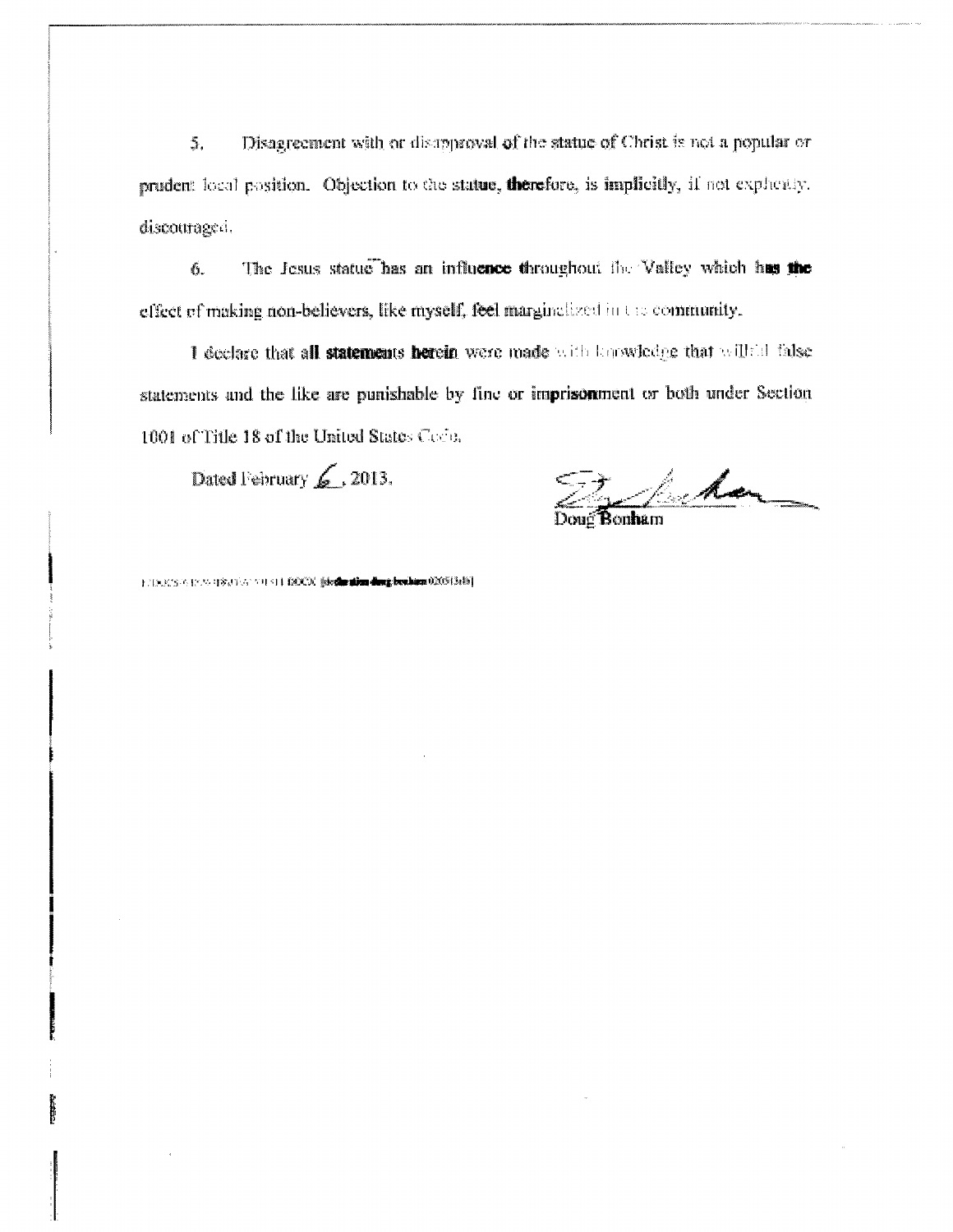5. Disagreement with or disapproval of the statue of Christ is not a popular or prudent local position. Objection to the statue, therefore, is implicitly, if not explicitly, discouraged.

6. The Jesus statue has an influence throughout the Valley which has the effect of making non-believers, like myself, feel marginalized in the community.

I declare that all statements herein were made with knowledge that willful false statements and the like are punishable by fine or imprisonment or both under Section 1001 of Title 18 of the United States Code.

Dated February 6, 2013.

Doug Bonham

F:\DOCS\...\...\...DOCX [declaration doug bonham 020513rb]